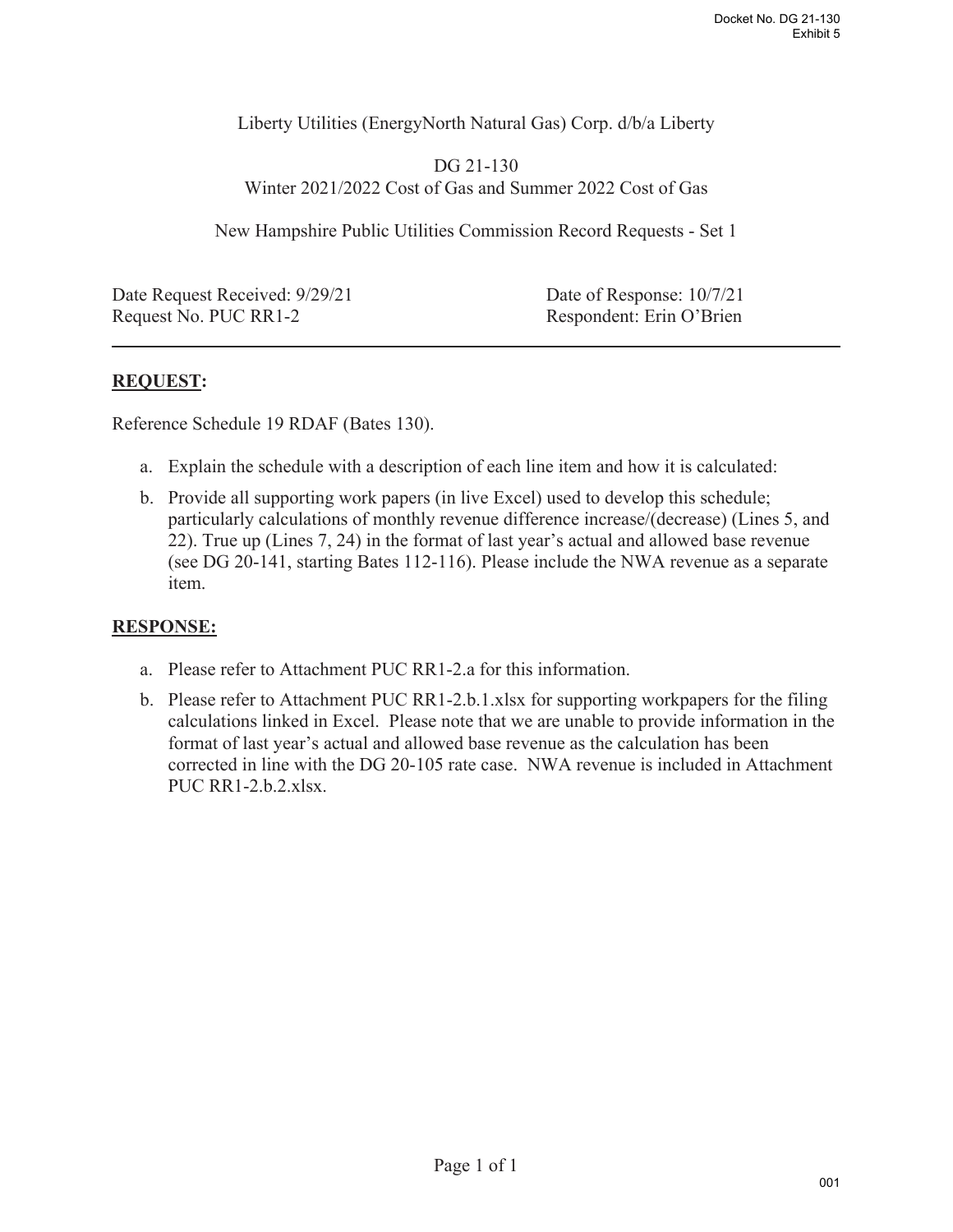Liberty Utilities (EnergyNorth Natural Gas) Corp. d/b/a Liberty

DG 21-130
Winter 2021/2022 Cost of Gas and Summer 2022 Cost of Gas

New Hampshire Public Utilities Commission Record Requests - Set 1

Date Request Received: 9/29/21 | Date of Response: 10/7/21
Request No. PUC RR1-2 | Respondent: Erin O'Brien

---

## **REQUEST:**

Reference Schedule 19 RDAF (Bates 130).

a. Explain the schedule with a description of each line item and how it is calculated:

b. Provide all supporting work papers (in live Excel) used to develop this schedule; particularly calculations of monthly revenue difference increase/(decrease) (Lines 5, and 22). True up (Lines 7, 24) in the format of last year's actual and allowed base revenue (see DG 20-141, starting Bates 112-116). Please include the NWA revenue as a separate item.

## **RESPONSE:**

a. Please refer to Attachment PUC RR1-2.a for this information.

b. Please refer to Attachment PUC RR1-2.b.1.xlsx for supporting workpapers for the filing calculations linked in Excel. Please note that we are unable to provide information in the format of last year's actual and allowed base revenue as the calculation has been corrected in line with the DG 20-105 rate case. NWA revenue is included in Attachment PUC RR1-2.b.2.xlsx.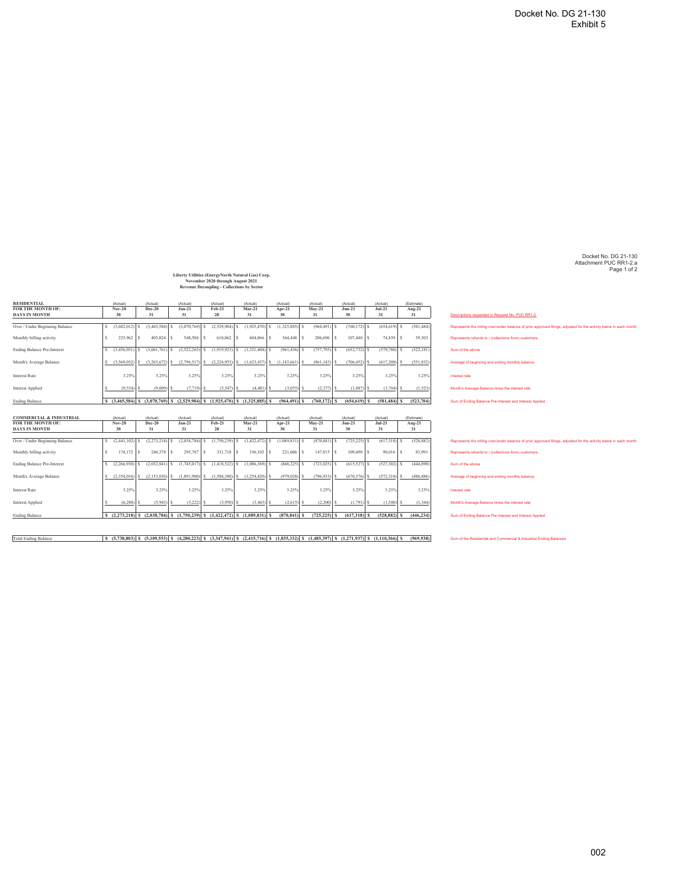Docket No. DG 21-130
Exhibit 5

Docket No. DG 21-130
Attachment PUC RR1-2.a
Page 1 of 2

**Liberty Utilities (EnergyNorth Natural Gas) Corp.**
**November 2020 through August 2021**
**Revenue Decoupling - Collections by Sector**

| **RESIDENTIAL** | (Actual) | (Actual) | (Actual) | (Actual) | (Actual) | (Actual) | (Actual) | (Actual) | (Actual) | (Estimate) | |
|---|---|---|---|---|---|---|---|---|---|---|---|
| **FOR THE MONTH OF:** | **Nov-20** | **Dec-20** | **Jan-21** | **Feb-21** | **Mar-21** | **Apr-21** | **May-21** | **Jun-21** | **Jul-21** | **Aug-21** | |
| **DAYS IN MONTH** | **30** | **31** | **31** | **28** | **31** | **30** | **31** | **30** | **31** | **31** | Descriptions requested in Request No. PUC RR1-2 |
| Over / Under Beginning Balance | $ (3,682,012) | $ (3,465,584) | $ (3,070,769) | $ (2,529,984) | $ (1,925,470) | $ (1,325,885) | $ (964,491) | $ (760,172) | $ (654,619) | $ (581,484) | Represents the rolling over/under balance of prior approved filings, adjusted for the activity below in each month |
| Monthly billing activity | $ 225,962 | $ 403,824 | $ 548,504 | $ 610,062 | $ 604,066 | $ 364,448 | $ 206,696 | $ 107,440 | $ 74,839 | $ 59,303 | Represents refunds to / (collections from) customers |
| Ending Balance Pre-Interest | $ (3,456,051) | $ (3,061,761) | $ (2,522,265) | $ (1,919,923) | $ (1,321,404) | $ (961,436) | $ (757,795) | $ (652,732) | $ (579,780) | $ (522,181) | Sum of the above |
| Month's Average Balance | $ (3,569,032) | $ (3,263,672) | $ (2,796,517) | $ (2,224,953) | $ (1,623,437) | $ (1,143,661) | $ (861,143) | $ (706,452) | $ (617,200) | $ (551,832) | Average of beginning and ending monthly balance |
| Interest Rate | 3.25% | 3.25% | 3.25% | 3.25% | 3.25% | 3.25% | 3.25% | 3.25% | 3.25% | 3.25% | Interest rate |
| Interest Applied | $ (9,534) | $ (9,009) | $ (7,719) | $ (5,547) | $ (4,481) | $ (3,055) | $ (2,377) | $ (1,887) | $ (1,704) | $ (1,523) | Month's Average Balance times the interest rate |
| Ending Balance | **$ (3,465,584)** | **$ (3,070,769)** | **$ (2,529,984)** | **$ (1,925,470)** | **$ (1,325,885)** | **$ (964,491)** | **$ (760,172)** | **$ (654,619)** | **$ (581,484)** | **$ (523,704)** | Sum of Ending Balance Pre-Interest and Interest Applied |

| **COMMERCIAL & INDUSTRIAL** | (Actual) | (Actual) | (Actual) | (Actual) | (Actual) | (Actual) | (Actual) | (Actual) | (Actual) | (Estimate) | |
|---|---|---|---|---|---|---|---|---|---|---|---|
| **FOR THE MONTH OF:** | **Nov-20** | **Dec-20** | **Jan-21** | **Feb-21** | **Mar-21** | **Apr-21** | **May-21** | **Jun-21** | **Jul-21** | **Aug-21** | |
| **DAYS IN MONTH** | **30** | **31** | **31** | **28** | **31** | **30** | **31** | **30** | **31** | **31** | |
| Over / Under Beginning Balance | $ (2,441,102) | $ (2,273,218) | $ (2,038,784) | $ (1,750,239) | $ (1,422,472) | $ (1,089,831) | $ (870,841) | $ (725,225) | $ (617,318) | $ (528,882) | Represents the rolling over/under balance of prior approved filings, adjusted for the activity below in each month |
| Monthly billing activity | $ 174,172 | $ 240,378 | $ 293,767 | $ 331,718 | $ 336,103 | $ 221,606 | $ 147,815 | $ 109,698 | $ 90,016 | $ 83,991 | Represents refunds to / (collections from) customers |
| Ending Balance Pre-Interest | $ (2,266,930) | $ (2,032,841) | $ (1,745,017) | $ (1,418,522) | $ (1,086,369) | $ (868,225) | $ (723,025) | $ (615,527) | $ (527,302) | $ (444,890) | Sum of the above |
| Month's Average Balance | $ (2,354,016) | $ (2,153,030) | $ (1,891,900) | $ (1,584,380) | $ (1,254,420) | $ (979,028) | $ (796,933) | $ (670,376) | $ (572,310) | $ (486,886) | Average of beginning and ending monthly balance |
| Interest Rate | 3.25% | 3.25% | 3.25% | 3.25% | 3.25% | 3.25% | 3.25% | 3.25% | 3.25% | 3.25% | Interest rate |
| Interest Applied | $ (6,288) | $ (5,943) | $ (5,222) | $ (3,950) | $ (3,463) | $ (2,615) | $ (2,200) | $ (1,791) | $ (1,580) | $ (1,344) | Month's Average Balance times the interest rate |
| Ending Balance | **$ (2,273,218)** | **$ (2,038,784)** | **$ (1,750,239)** | **$ (1,422,472)** | **$ (1,089,831)** | **$ (870,841)** | **$ (725,225)** | **$ (617,318)** | **$ (528,882)** | **$ (446,234)** | Sum of Ending Balance Pre-Interest and Interest Applied |

| Total Ending Balance | **$ (5,738,803)** | **$ (5,109,553)** | **$ (4,280,223)** | **$ (3,347,941)** | **$ (2,415,716)** | **$ (1,835,332)** | **$ (1,485,397)** | **$ (1,271,937)** | **$ (1,110,366)** | **$ (969,938)** | Sum of the Residential and Commercial & Industrial Ending Balances |
|---|---|---|---|---|---|---|---|---|---|---|---|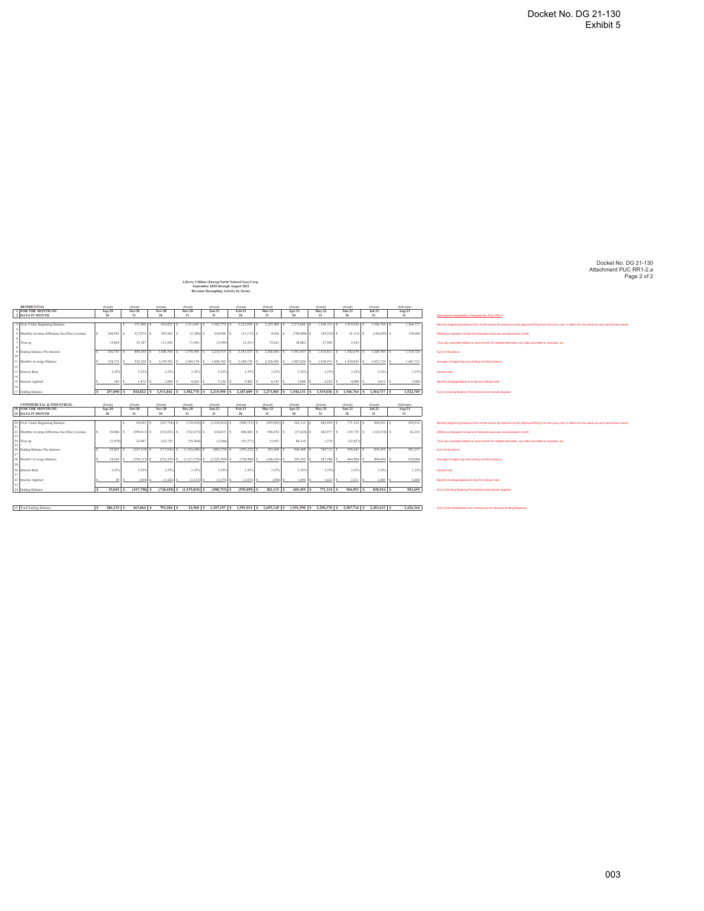Docket No. DG 21-130
Exhibit 5

Docket No. DG 21-130
Attachment PUC RR1-2.a
Page 2 of 2

**Liberty Utilities (EnergyNorth Natural Gas) Corp.**
**September 2020 through August 2021**
**Revenue Decoupling Activity by Sector**

| | RESIDENTIAL | (Actual) | (Actual) | (Actual) | (Actual) | (Actual) | (Actual) | (Actual) | (Actual) | (Actual) | (Actual) | (Actual) | (Estimate) | |
|---|---|---|---|---|---|---|---|---|---|---|---|---|---|---|
| 1 | FOR THE MONTH OF: | Sep-20 | Oct-20 | Nov-20 | Dec-20 | Jan-21 | Feb-21 | Mar-21 | Apr-21 | May-21 | Jun-21 | Jul-21 | Aug-21 | |
| 2 | DAYS IN MONTH | 30 | 31 | 30 | 31 | 31 | 28 | 31 | 30 | 31 | 30 | 31 | 31 | Descriptions requested in Request No. PUC RR1-2 |
| 3 | Over Under Beginning Balance | | $ 257,090 | $ 810,822 | $ 1,511,842 | $ 1,582,770 | $ 2,215,950 | $ 2,187,009 | $ 2,273,003 | $ 1,546,131 | $ 1,519,036 | $ 1,546,764 | $ 1,364,717 | Monthly beginning balance (first month shows $0 balance as the approved filing from the prior year is rolled into the asset account and shows there) |
| 5 | Monthly revenue difference Inc/(Dec) revenue | $ 240,943 | $ 517,074 | $ 585,965 | $ (5,280) | $ 630,948 | $ (31,172) | $ 4,026 | $ (790,048) | $ (59,223) | $ 21,114 | $ (186,059) | $ 154,008 | Difference between Actual and Allowed revenues recorded each month |
| 7 | True up | 15,804 | 35,187 | 111,956 | 71,943 | (2,999) | (3,251) | 75,821 | 58,082 | 27,903 | 2,525 | | | True ups recorded related to each month for related estimates, any bills cancelled or rebilled, etc. |
| 9 | Ending Balance Pre-Interest | $ 256,747 | $ 809,350 | $ 1,508,744 | $ 1,578,505 | $ 2,210,715 | $ 2,181,527 | $ 2,266,856 | $ 1,541,037 | $ 1,514,811 | $ 1,542,674 | $ 1,360,705 | $ 1,518,726 | Sum of the above |
| 11 | Month's Average Balance | $ 128,373 | $ 533,220 | $ 1,159,783 | $ 1,545,174 | $ 1,896,742 | $ 2,198,738 | $ 2,226,932 | $ 1,907,020 | $ 1,530,471 | $ 1,530,855 | $ 1,453,734 | $ 1,441,721 | Average of beginning and ending monthly balance |
| 13 | Interest Rate | 3.25% | 3.25% | 3.25% | 3.25% | 3.25% | 3.25% | 3.25% | 3.25% | 3.25% | 3.25% | 3.25% | 3.25% | Interest rate |
| 15 | Interest Applied | $ 343 | $ 1,472 | $ 3,098 | $ 4,265 | $ 5,236 | $ 5,482 | $ 6,147 | $ 5,094 | $ 4,225 | $ 4,089 | $ 4,013 | $ 3,980 | Month's Average Balance times the interest rate |
| 17 | Ending Balance | $ 257,090 | $ 810,822 | $ 1,511,842 | $ 1,582,770 | $ 2,215,950 | $ 2,187,009 | $ 2,273,003 | $ 1,546,131 | $ 1,519,036 | $ 1,546,764 | $ 1,364,717 | $ 1,522,705 | Sum of Ending Balance Pre-Interest and Interest Applied |

| | COMMERCIAL & INDUSTRIAL | (Actual) | (Actual) | (Actual) | (Actual) | (Actual) | (Actual) | (Actual) | (Actual) | (Actual) | (Actual) | (Actual) | (Estimate) | |
|---|---|---|---|---|---|---|---|---|---|---|---|---|---|---|
| 18 | FOR THE MONTH OF: | Sep-20 | Oct-20 | Nov-20 | Dec-20 | Jan-21 | Feb-21 | Mar-21 | Apr-21 | May-21 | Jun-21 | Jul-21 | Aug-21 | |
| 19 | DAYS IN MONTH | 30 | 31 | 30 | 31 | 31 | 28 | 31 | 30 | 31 | 30 | 31 | 31 | |
| 20 | Over Under Beginning Balance | | $ 29,045 | $ (347,758) | $ (718,458) | $ (1,539,810) | $ (908,753) | $ (595,095) | $ 382,115 | $ 405,459 | $ 771,334 | $ 960,953 | $ 838,916 | Monthly beginning balance (first month shows $0 balance as the approved filing from the prior year is rolled into the asset account and shows there) |
| 22 | Monthly revenue difference Inc/(Dec) revenue | $ 30,086 | $ (399,411) | $ (532,021) | $ (762,675) | $ 638,015 | $ 406,808 | $ 946,452 | $ (57,824) | $ 362,977 | $ 219,735 | $ (124,518) | $ 62,341 | Difference between Actual and Allowed revenues recorded each month |
| 24 | True up | (1,079) | 23,047 | 162,743 | (55,564) | (3,584) | (91,277) | 31,051 | 80,118 | 1,276 | (32,427) | | | True ups recorded related to each month for related estimates, any bills cancelled or rebilled, etc. |
| 26 | Ending Balance Pre-Interest | $ 29,007 | $ (347,319) | $ (717,036) | $ (1,536,698) | $ (905,379) | $ (593,222) | $ 382,409 | $ 404,409 | $ 769,712 | $ 958,642 | $ 836,435 | $ 901,257 | Sum of the above |
| 28 | Month's Average Balance | $ 14,503 | $ (159,137) | $ (532,397) | $ (1,127,578) | $ (1,222,594) | $ (750,988) | $ (106,343) | $ 393,262 | $ 587,586 | $ 864,988 | $ 898,694 | $ 870,086 | Average of beginning and ending monthly balance |
| 30 | Interest Rate | 3.25% | 3.25% | 3.25% | 3.25% | 3.25% | 3.25% | 3.25% | 3.25% | 3.25% | 3.25% | 3.25% | 3.25% | Interest rate |
| 32 | Interest Applied | $ 39 | $ (439) | $ (1,422) | $ (3,112) | $ (3,375) | $ (1,872) | $ (294) | $ 1,050 | $ 1,622 | $ 2,311 | $ 2,481 | $ 2,402 | Month's Average Balance times the interest rate |
| 34 | Ending Balance | $ 29,045 | $ (347,758) | $ (718,458) | $ (1,539,810) | $ (908,753) | $ (595,095) | $ 382,115 | $ 405,459 | $ 771,334 | $ 960,953 | $ 838,916 | $ 903,659 | Sum of Ending Balance Pre-Interest and Interest Applied |
| 35 | Total Ending Balance | $ 286,135 | $ 463,064 | $ 793,384 | $ 42,960 | $ 1,307,197 | $ 1,591,914 | $ 2,655,118 | $ 1,951,590 | $ 2,290,370 | $ 2,507,716 | $ 2,203,633 | $ 2,426,364 | Sum of the Residential and Commercial & Industrial Ending Balances |